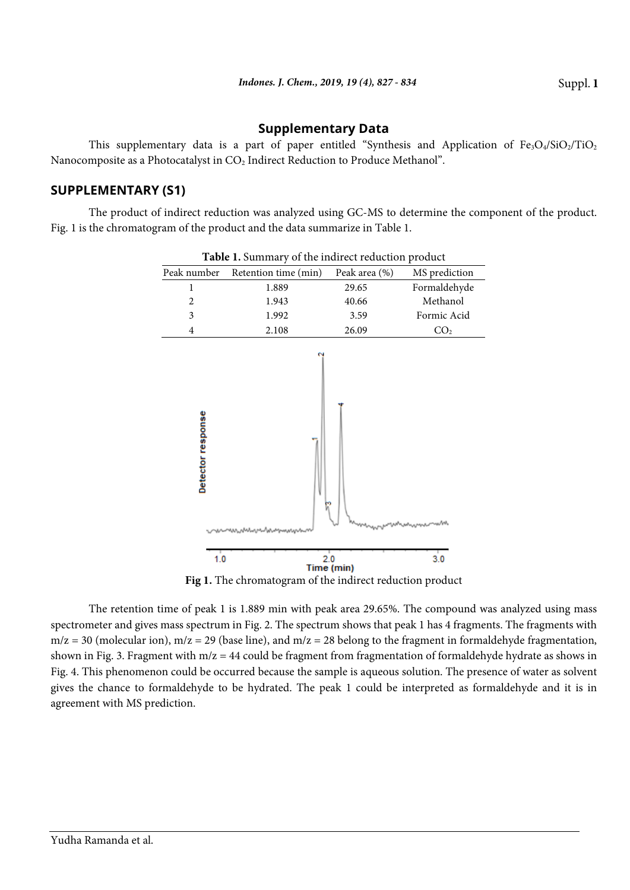## Supplementary Data

This supplementary data is a part of paper entitled "Synthesis and Application of $Fe_3O_4/SiO_2/TiO_2$ Nanocomposite as a Photocatalyst in $CO_2$ Indirect Reduction to Produce Methanol".

## SUPPLEMENTARY (S1)

The product of indirect reduction was analyzed using GC-MS to determine the component of the product. Fig. 1 is the chromatogram of the product and the data summarize in Table 1.

**Table 1.** Summary of the indirect reduction product

| Peak number | Retention time (min) | Peak area (%) | MS prediction |
|---|---|---|---|
| 1 | 1.889 | 29.65 | Formaldehyde |
| 2 | 1.943 | 40.66 | Methanol |
| 3 | 1.992 | 3.59 | Formic Acid |
| 4 | 2.108 | 26.09 | $CO_2$ |

**Fig 1.** The chromatogram of the indirect reduction product

The retention time of peak 1 is 1.889 min with peak area 29.65%. The compound was analyzed using mass spectrometer and gives mass spectrum in Fig. 2. The spectrum shows that peak 1 has 4 fragments. The fragments with m/z = 30 (molecular ion), m/z = 29 (base line), and m/z = 28 belong to the fragment in formaldehyde fragmentation, shown in Fig. 3. Fragment with m/z = 44 could be fragment from fragmentation of formaldehyde hydrate as shows in Fig. 4. This phenomenon could be occurred because the sample is aqueous solution. The presence of water as solvent gives the chance to formaldehyde to be hydrated. The peak 1 could be interpreted as formaldehyde and it is in agreement with MS prediction.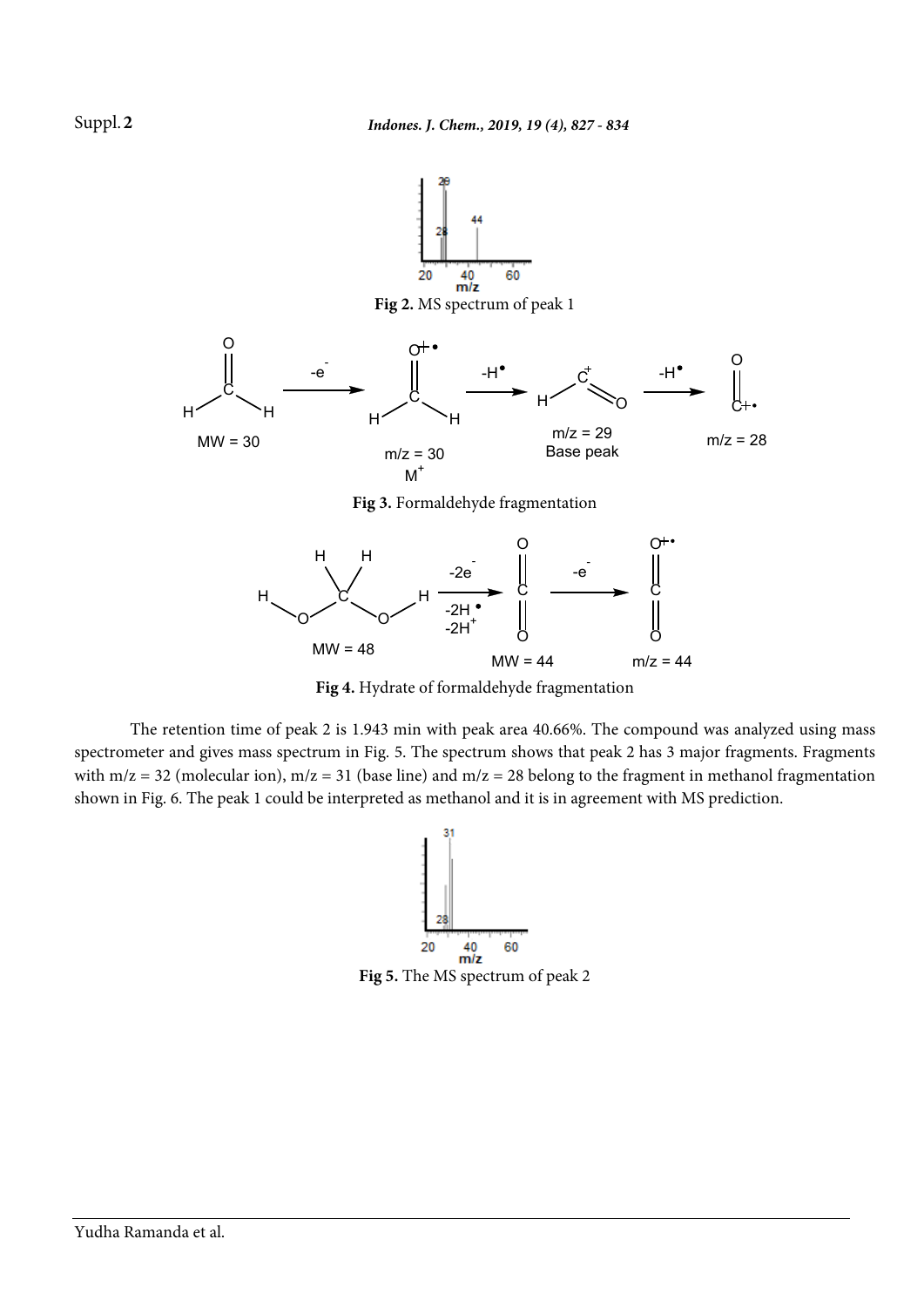Fig 2. MS spectrum of peak 1

Fig 3. Formaldehyde fragmentation

Fig 4. Hydrate of formaldehyde fragmentation

The retention time of peak 2 is 1.943 min with peak area 40.66%. The compound was analyzed using mass spectrometer and gives mass spectrum in Fig. 5. The spectrum shows that peak 2 has 3 major fragments. Fragments with m/z = 32 (molecular ion), m/z = 31 (base line) and m/z = 28 belong to the fragment in methanol fragmentation shown in Fig. 6. The peak 1 could be interpreted as methanol and it is in agreement with MS prediction.

Fig 5. The MS spectrum of peak 2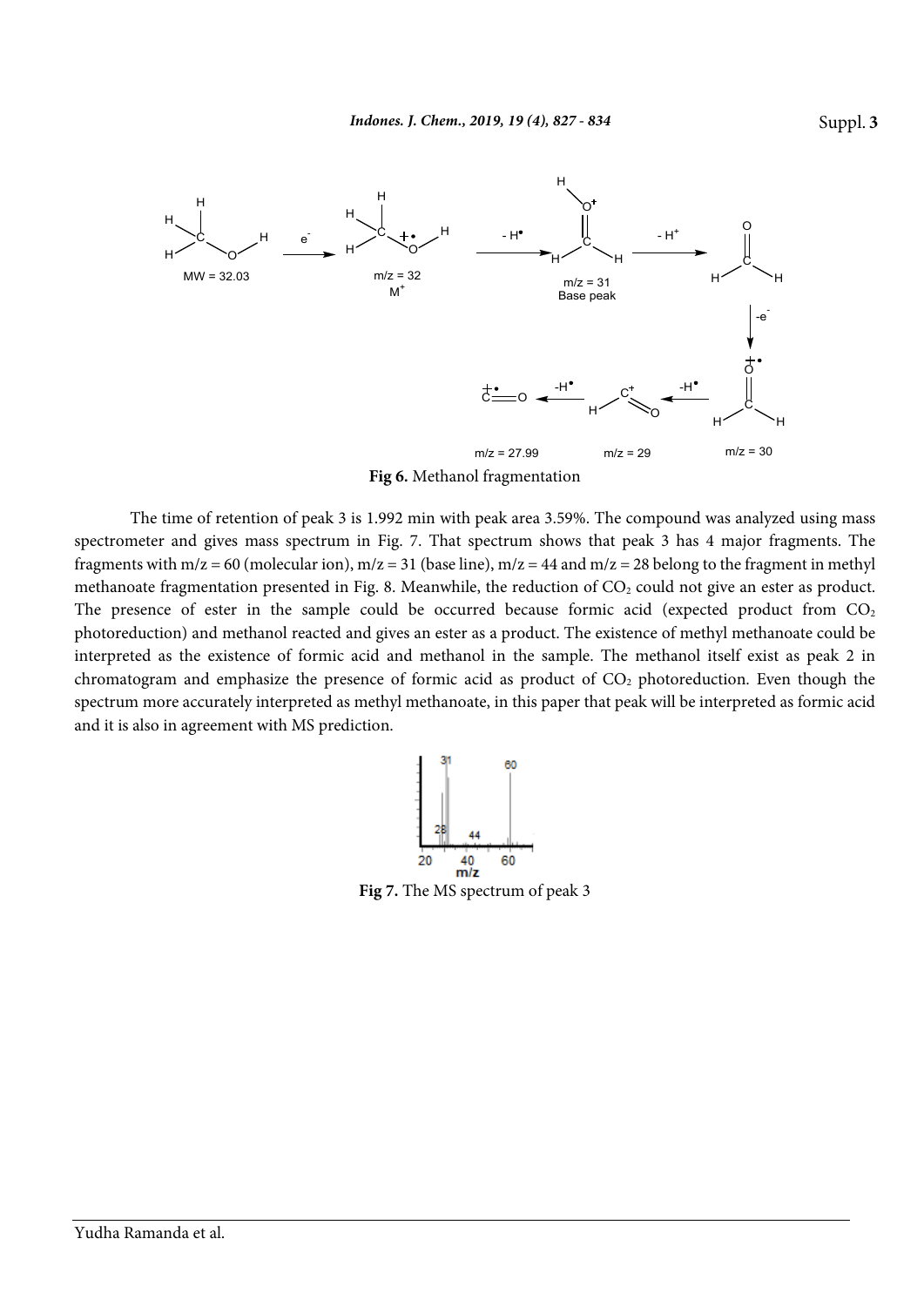Fig 6. Methanol fragmentation

The time of retention of peak 3 is 1.992 min with peak area 3.59%. The compound was analyzed using mass spectrometer and gives mass spectrum in Fig. 7. That spectrum shows that peak 3 has 4 major fragments. The fragments with m/z = 60 (molecular ion), m/z = 31 (base line), m/z = 44 and m/z = 28 belong to the fragment in methyl methanoate fragmentation presented in Fig. 8. Meanwhile, the reduction of $CO_2$ could not give an ester as product. The presence of ester in the sample could be occurred because formic acid (expected product from $CO_2$ photoreduction) and methanol reacted and gives an ester as a product. The existence of methyl methanoate could be interpreted as the existence of formic acid and methanol in the sample. The methanol itself exist as peak 2 in chromatogram and emphasize the presence of formic acid as product of $CO_2$ photoreduction. Even though the spectrum more accurately interpreted as methyl methanoate, in this paper that peak will be interpreted as formic acid and it is also in agreement with MS prediction.

Fig 7. The MS spectrum of peak 3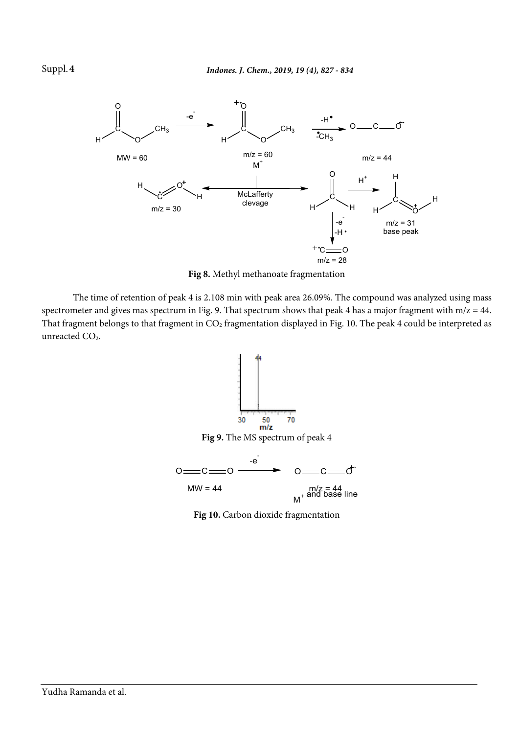Fig 8. Methyl methanoate fragmentation

The time of retention of peak 4 is 2.108 min with peak area 26.09%. The compound was analyzed using mass spectrometer and gives mas spectrum in Fig. 9. That spectrum shows that peak 4 has a major fragment with m/z = 44. That fragment belongs to that fragment in $CO_2$ fragmentation displayed in Fig. 10. The peak 4 could be interpreted as unreacted $CO_2$.

44

30 50 70

m/z

Fig 9. The MS spectrum of peak 4

Fig 10. Carbon dioxide fragmentation